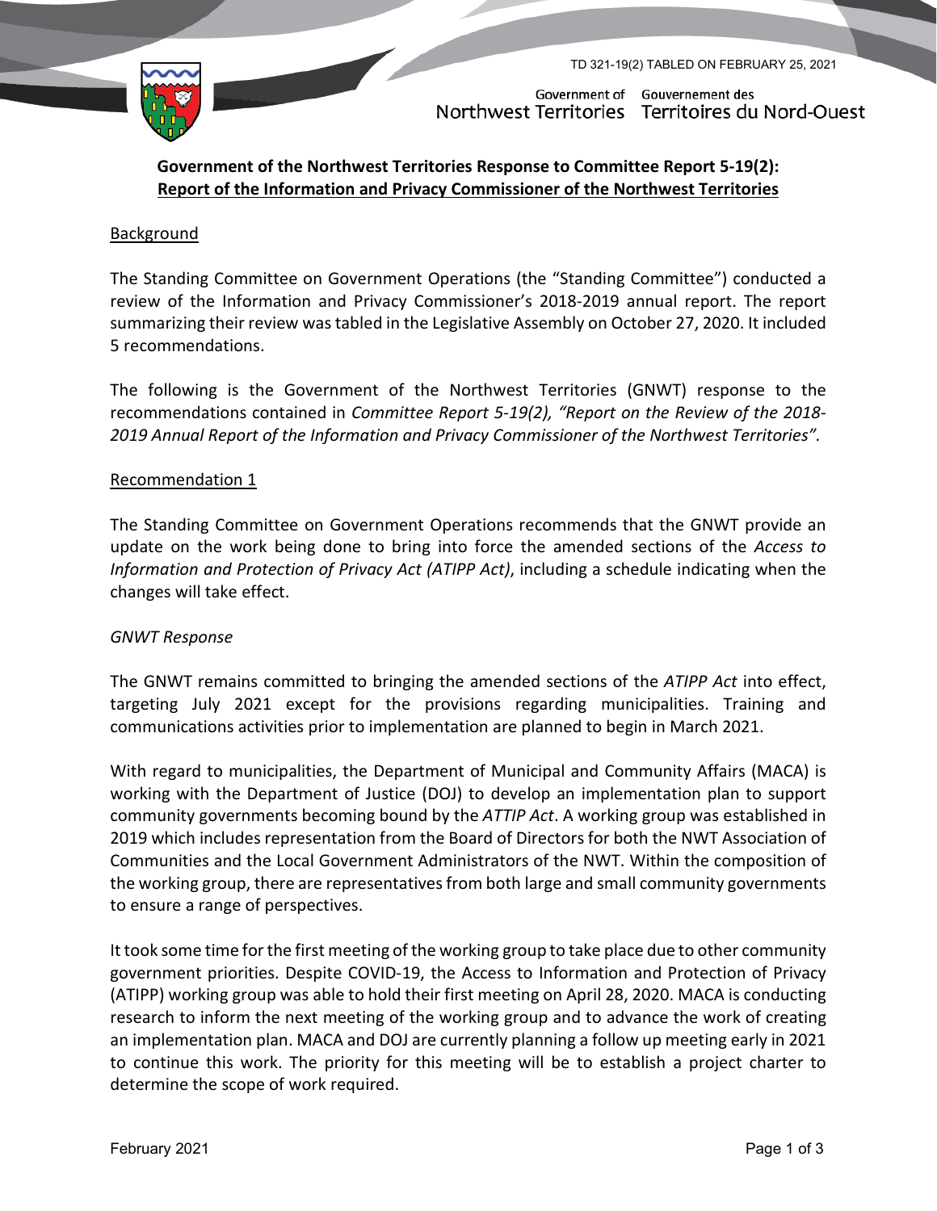TD 321-19(2) TABLED ON FEBRUARY 25, 2021

Government of Northwest Territories | Gouvernement des Territoires du Nord-Ouest

## Government of the Northwest Territories Response to Committee Report 5-19(2): Report of the Information and Privacy Commissioner of the Northwest Territories

### Background

The Standing Committee on Government Operations (the "Standing Committee") conducted a review of the Information and Privacy Commissioner's 2018-2019 annual report. The report summarizing their review was tabled in the Legislative Assembly on October 27, 2020. It included 5 recommendations.

The following is the Government of the Northwest Territories (GNWT) response to the recommendations contained in *Committee Report 5-19(2), "Report on the Review of the 2018-2019 Annual Report of the Information and Privacy Commissioner of the Northwest Territories".*

### Recommendation 1

The Standing Committee on Government Operations recommends that the GNWT provide an update on the work being done to bring into force the amended sections of the *Access to Information and Protection of Privacy Act (ATIPP Act)*, including a schedule indicating when the changes will take effect.

#### *GNWT Response*

The GNWT remains committed to bringing the amended sections of the *ATIPP Act* into effect, targeting July 2021 except for the provisions regarding municipalities. Training and communications activities prior to implementation are planned to begin in March 2021.

With regard to municipalities, the Department of Municipal and Community Affairs (MACA) is working with the Department of Justice (DOJ) to develop an implementation plan to support community governments becoming bound by the *ATTIP Act*. A working group was established in 2019 which includes representation from the Board of Directors for both the NWT Association of Communities and the Local Government Administrators of the NWT. Within the composition of the working group, there are representatives from both large and small community governments to ensure a range of perspectives.

It took some time for the first meeting of the working group to take place due to other community government priorities. Despite COVID-19, the Access to Information and Protection of Privacy (ATIPP) working group was able to hold their first meeting on April 28, 2020. MACA is conducting research to inform the next meeting of the working group and to advance the work of creating an implementation plan. MACA and DOJ are currently planning a follow up meeting early in 2021 to continue this work. The priority for this meeting will be to establish a project charter to determine the scope of work required.

February 2021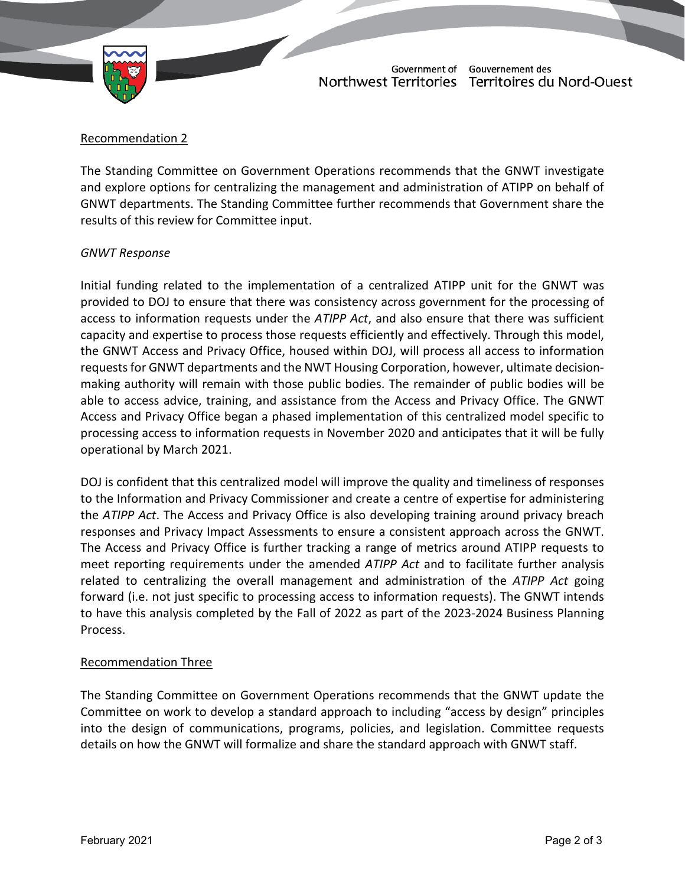<u>Recommendation 2</u>

The Standing Committee on Government Operations recommends that the GNWT investigate and explore options for centralizing the management and administration of ATIPP on behalf of GNWT departments. The Standing Committee further recommends that Government share the results of this review for Committee input.

*GNWT Response*

Initial funding related to the implementation of a centralized ATIPP unit for the GNWT was provided to DOJ to ensure that there was consistency across government for the processing of access to information requests under the *ATIPP Act*, and also ensure that there was sufficient capacity and expertise to process those requests efficiently and effectively. Through this model, the GNWT Access and Privacy Office, housed within DOJ, will process all access to information requests for GNWT departments and the NWT Housing Corporation, however, ultimate decision-making authority will remain with those public bodies. The remainder of public bodies will be able to access advice, training, and assistance from the Access and Privacy Office. The GNWT Access and Privacy Office began a phased implementation of this centralized model specific to processing access to information requests in November 2020 and anticipates that it will be fully operational by March 2021.

DOJ is confident that this centralized model will improve the quality and timeliness of responses to the Information and Privacy Commissioner and create a centre of expertise for administering the *ATIPP Act*. The Access and Privacy Office is also developing training around privacy breach responses and Privacy Impact Assessments to ensure a consistent approach across the GNWT. The Access and Privacy Office is further tracking a range of metrics around ATIPP requests to meet reporting requirements under the amended *ATIPP Act* and to facilitate further analysis related to centralizing the overall management and administration of the *ATIPP Act* going forward (i.e. not just specific to processing access to information requests). The GNWT intends to have this analysis completed by the Fall of 2022 as part of the 2023-2024 Business Planning Process.

<u>Recommendation Three</u>

The Standing Committee on Government Operations recommends that the GNWT update the Committee on work to develop a standard approach to including "access by design" principles into the design of communications, programs, policies, and legislation. Committee requests details on how the GNWT will formalize and share the standard approach with GNWT staff.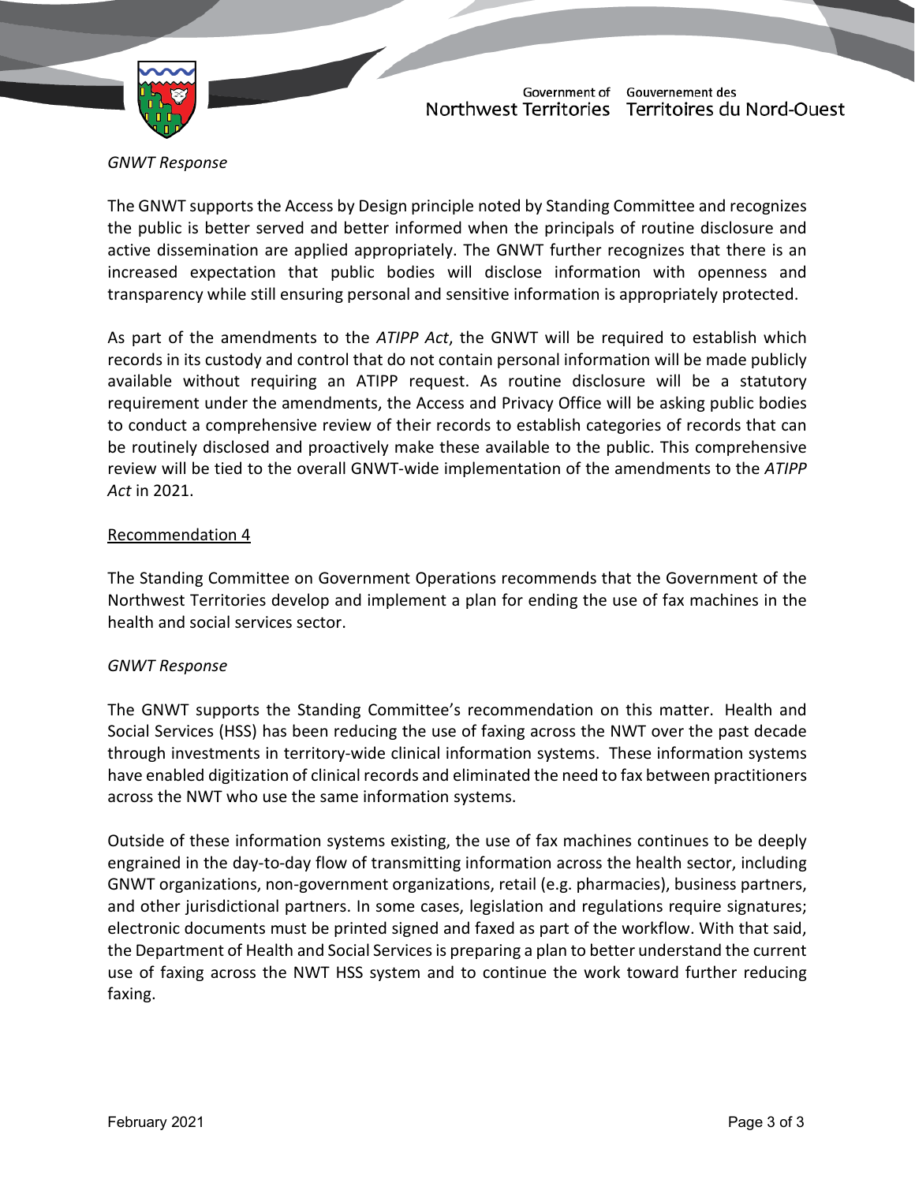*GNWT Response*

The GNWT supports the Access by Design principle noted by Standing Committee and recognizes the public is better served and better informed when the principals of routine disclosure and active dissemination are applied appropriately. The GNWT further recognizes that there is an increased expectation that public bodies will disclose information with openness and transparency while still ensuring personal and sensitive information is appropriately protected.

As part of the amendments to the *ATIPP Act*, the GNWT will be required to establish which records in its custody and control that do not contain personal information will be made publicly available without requiring an ATIPP request. As routine disclosure will be a statutory requirement under the amendments, the Access and Privacy Office will be asking public bodies to conduct a comprehensive review of their records to establish categories of records that can be routinely disclosed and proactively make these available to the public. This comprehensive review will be tied to the overall GNWT-wide implementation of the amendments to the *ATIPP Act* in 2021.

<u>Recommendation 4</u>

The Standing Committee on Government Operations recommends that the Government of the Northwest Territories develop and implement a plan for ending the use of fax machines in the health and social services sector.

*GNWT Response*

The GNWT supports the Standing Committee's recommendation on this matter. Health and Social Services (HSS) has been reducing the use of faxing across the NWT over the past decade through investments in territory-wide clinical information systems. These information systems have enabled digitization of clinical records and eliminated the need to fax between practitioners across the NWT who use the same information systems.

Outside of these information systems existing, the use of fax machines continues to be deeply engrained in the day-to-day flow of transmitting information across the health sector, including GNWT organizations, non-government organizations, retail (e.g. pharmacies), business partners, and other jurisdictional partners. In some cases, legislation and regulations require signatures; electronic documents must be printed signed and faxed as part of the workflow. With that said, the Department of Health and Social Services is preparing a plan to better understand the current use of faxing across the NWT HSS system and to continue the work toward further reducing faxing.